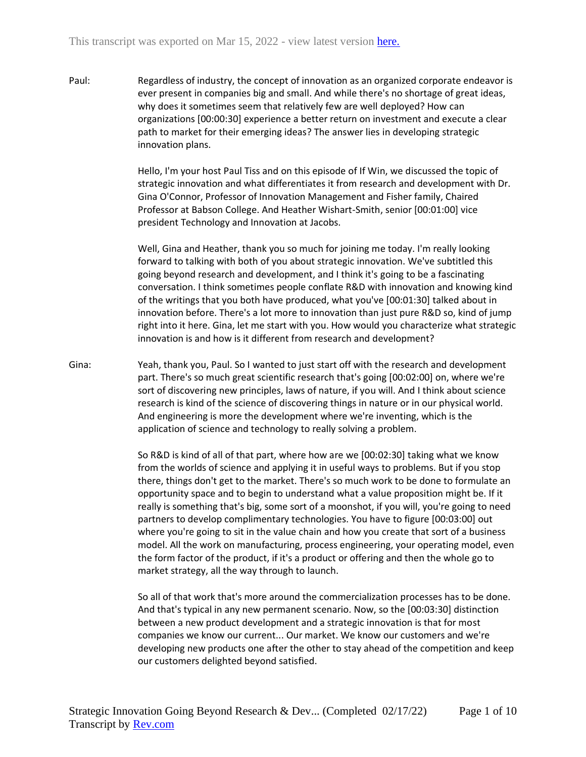This transcript was exported on Mar 15, 2022 - view latest version here.

Paul: Regardless of industry, the concept of innovation as an organized corporate endeavor is ever present in companies big and small. And while there's no shortage of great ideas, why does it sometimes seem that relatively few are well deployed? How can organizations [00:00:30] experience a better return on investment and execute a clear path to market for their emerging ideas? The answer lies in developing strategic innovation plans.

Hello, I'm your host Paul Tiss and on this episode of If Win, we discussed the topic of strategic innovation and what differentiates it from research and development with Dr. Gina O'Connor, Professor of Innovation Management and Fisher family, Chaired Professor at Babson College. And Heather Wishart-Smith, senior [00:01:00] vice president Technology and Innovation at Jacobs.

Well, Gina and Heather, thank you so much for joining me today. I'm really looking forward to talking with both of you about strategic innovation. We've subtitled this going beyond research and development, and I think it's going to be a fascinating conversation. I think sometimes people conflate R&D with innovation and knowing kind of the writings that you both have produced, what you've [00:01:30] talked about in innovation before. There's a lot more to innovation than just pure R&D so, kind of jump right into it here. Gina, let me start with you. How would you characterize what strategic innovation is and how is it different from research and development?

Gina: Yeah, thank you, Paul. So I wanted to just start off with the research and development part. There's so much great scientific research that's going [00:02:00] on, where we're sort of discovering new principles, laws of nature, if you will. And I think about science research is kind of the science of discovering things in nature or in our physical world. And engineering is more the development where we're inventing, which is the application of science and technology to really solving a problem.

So R&D is kind of all of that part, where how are we [00:02:30] taking what we know from the worlds of science and applying it in useful ways to problems. But if you stop there, things don't get to the market. There's so much work to be done to formulate an opportunity space and to begin to understand what a value proposition might be. If it really is something that's big, some sort of a moonshot, if you will, you're going to need partners to develop complimentary technologies. You have to figure [00:03:00] out where you're going to sit in the value chain and how you create that sort of a business model. All the work on manufacturing, process engineering, your operating model, even the form factor of the product, if it's a product or offering and then the whole go to market strategy, all the way through to launch.

So all of that work that's more around the commercialization processes has to be done. And that's typical in any new permanent scenario. Now, so the [00:03:30] distinction between a new product development and a strategic innovation is that for most companies we know our current... Our market. We know our customers and we're developing new products one after the other to stay ahead of the competition and keep our customers delighted beyond satisfied.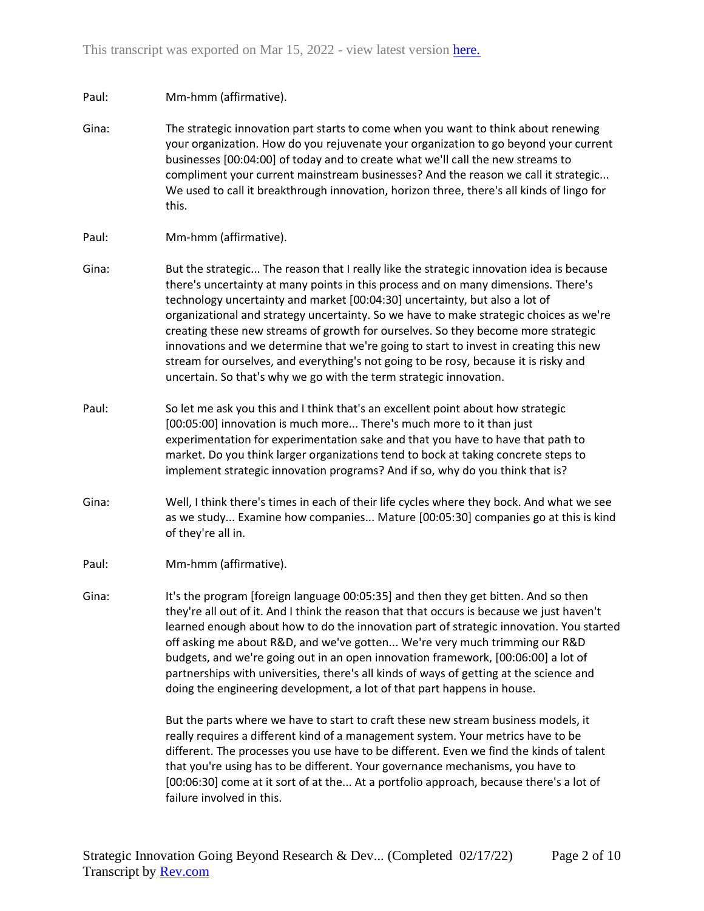Paul: Mm-hmm (affirmative).

Gina: The strategic innovation part starts to come when you want to think about renewing your organization. How do you rejuvenate your organization to go beyond your current businesses [00:04:00] of today and to create what we'll call the new streams to compliment your current mainstream businesses? And the reason we call it strategic... We used to call it breakthrough innovation, horizon three, there's all kinds of lingo for this.

Paul: Mm-hmm (affirmative).

Gina: But the strategic... The reason that I really like the strategic innovation idea is because there's uncertainty at many points in this process and on many dimensions. There's technology uncertainty and market [00:04:30] uncertainty, but also a lot of organizational and strategy uncertainty. So we have to make strategic choices as we're creating these new streams of growth for ourselves. So they become more strategic innovations and we determine that we're going to start to invest in creating this new stream for ourselves, and everything's not going to be rosy, because it is risky and uncertain. So that's why we go with the term strategic innovation.

Paul: So let me ask you this and I think that's an excellent point about how strategic [00:05:00] innovation is much more... There's much more to it than just experimentation for experimentation sake and that you have to have that path to market. Do you think larger organizations tend to bock at taking concrete steps to implement strategic innovation programs? And if so, why do you think that is?

Gina: Well, I think there's times in each of their life cycles where they bock. And what we see as we study... Examine how companies... Mature [00:05:30] companies go at this is kind of they're all in.

Paul: Mm-hmm (affirmative).

Gina: It's the program [foreign language 00:05:35] and then they get bitten. And so then they're all out of it. And I think the reason that that occurs is because we just haven't learned enough about how to do the innovation part of strategic innovation. You started off asking me about R&D, and we've gotten... We're very much trimming our R&D budgets, and we're going out in an open innovation framework, [00:06:00] a lot of partnerships with universities, there's all kinds of ways of getting at the science and doing the engineering development, a lot of that part happens in house.

But the parts where we have to start to craft these new stream business models, it really requires a different kind of a management system. Your metrics have to be different. The processes you use have to be different. Even we find the kinds of talent that you're using has to be different. Your governance mechanisms, you have to [00:06:30] come at it sort of at the... At a portfolio approach, because there's a lot of failure involved in this.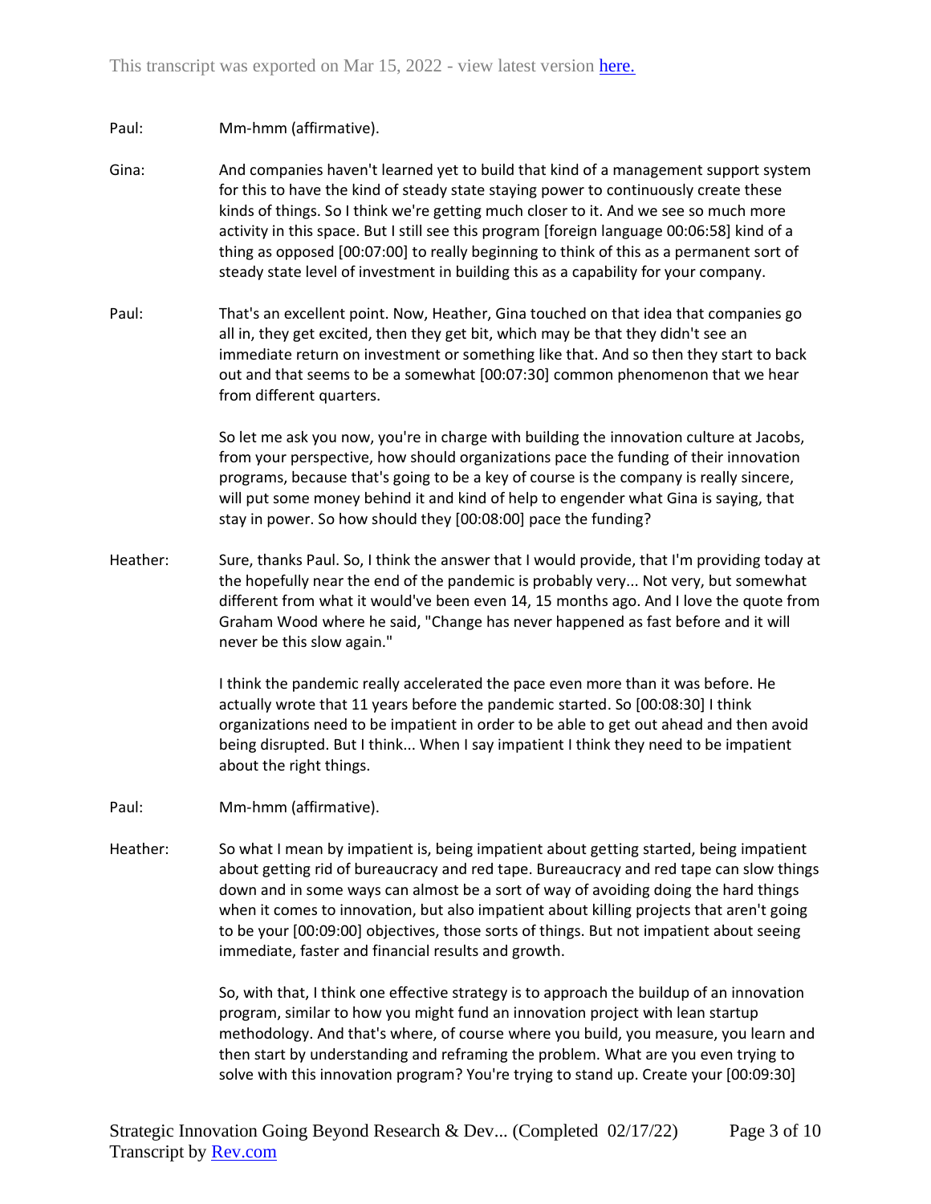Paul: Mm-hmm (affirmative).

Gina: And companies haven't learned yet to build that kind of a management support system for this to have the kind of steady state staying power to continuously create these kinds of things. So I think we're getting much closer to it. And we see so much more activity in this space. But I still see this program [foreign language 00:06:58] kind of a thing as opposed [00:07:00] to really beginning to think of this as a permanent sort of steady state level of investment in building this as a capability for your company.

Paul: That's an excellent point. Now, Heather, Gina touched on that idea that companies go all in, they get excited, then they get bit, which may be that they didn't see an immediate return on investment or something like that. And so then they start to back out and that seems to be a somewhat [00:07:30] common phenomenon that we hear from different quarters.

So let me ask you now, you're in charge with building the innovation culture at Jacobs, from your perspective, how should organizations pace the funding of their innovation programs, because that's going to be a key of course is the company is really sincere, will put some money behind it and kind of help to engender what Gina is saying, that stay in power. So how should they [00:08:00] pace the funding?

Heather: Sure, thanks Paul. So, I think the answer that I would provide, that I'm providing today at the hopefully near the end of the pandemic is probably very... Not very, but somewhat different from what it would've been even 14, 15 months ago. And I love the quote from Graham Wood where he said, "Change has never happened as fast before and it will never be this slow again."

I think the pandemic really accelerated the pace even more than it was before. He actually wrote that 11 years before the pandemic started. So [00:08:30] I think organizations need to be impatient in order to be able to get out ahead and then avoid being disrupted. But I think... When I say impatient I think they need to be impatient about the right things.

Paul: Mm-hmm (affirmative).

Heather: So what I mean by impatient is, being impatient about getting started, being impatient about getting rid of bureaucracy and red tape. Bureaucracy and red tape can slow things down and in some ways can almost be a sort of way of avoiding doing the hard things when it comes to innovation, but also impatient about killing projects that aren't going to be your [00:09:00] objectives, those sorts of things. But not impatient about seeing immediate, faster and financial results and growth.

So, with that, I think one effective strategy is to approach the buildup of an innovation program, similar to how you might fund an innovation project with lean startup methodology. And that's where, of course where you build, you measure, you learn and then start by understanding and reframing the problem. What are you even trying to solve with this innovation program? You're trying to stand up. Create your [00:09:30]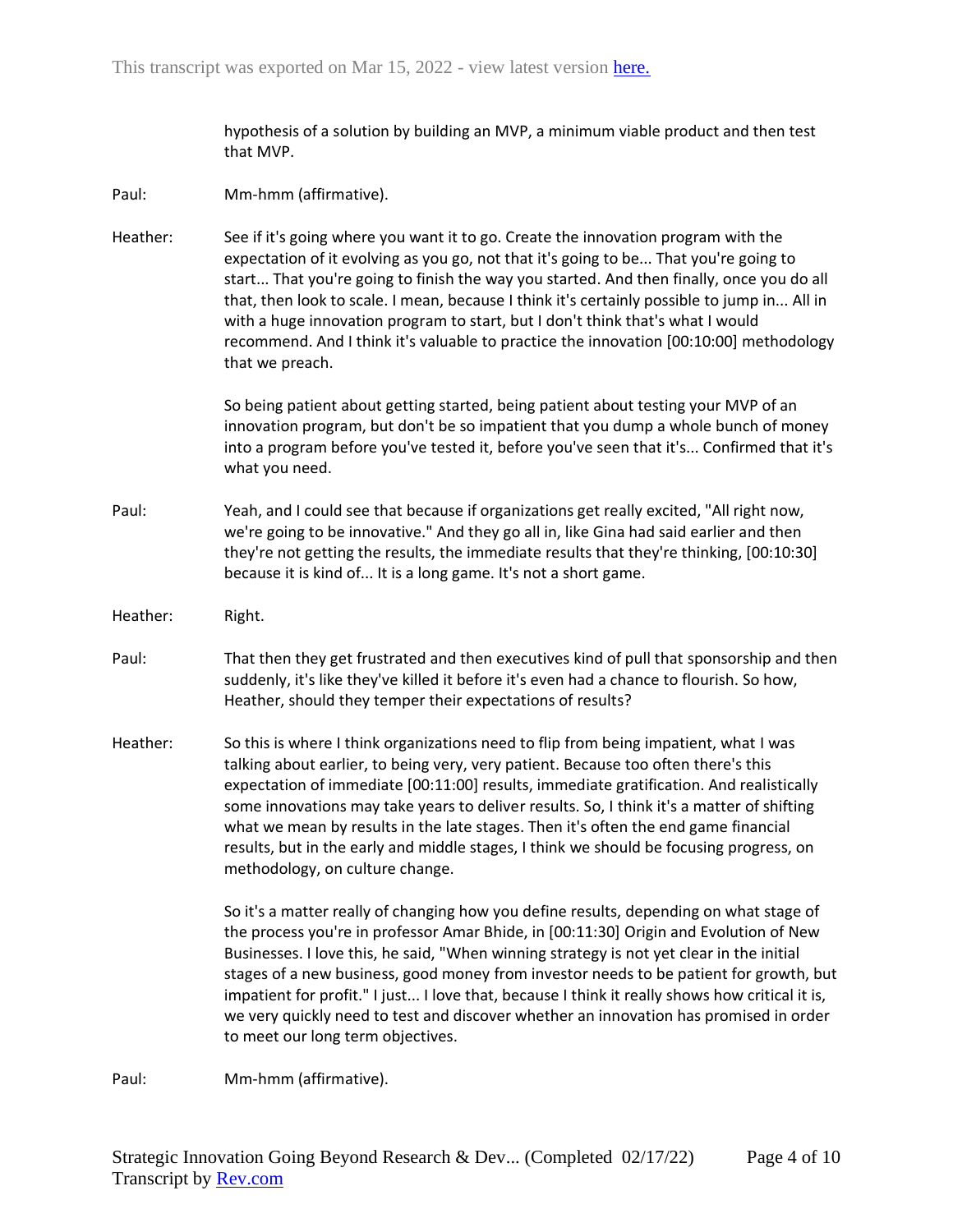hypothesis of a solution by building an MVP, a minimum viable product and then test that MVP.

Paul: Mm-hmm (affirmative).

Heather: See if it's going where you want it to go. Create the innovation program with the expectation of it evolving as you go, not that it's going to be... That you're going to start... That you're going to finish the way you started. And then finally, once you do all that, then look to scale. I mean, because I think it's certainly possible to jump in... All in with a huge innovation program to start, but I don't think that's what I would recommend. And I think it's valuable to practice the innovation [00:10:00] methodology that we preach.

So being patient about getting started, being patient about testing your MVP of an innovation program, but don't be so impatient that you dump a whole bunch of money into a program before you've tested it, before you've seen that it's... Confirmed that it's what you need.

Paul: Yeah, and I could see that because if organizations get really excited, "All right now, we're going to be innovative." And they go all in, like Gina had said earlier and then they're not getting the results, the immediate results that they're thinking, [00:10:30] because it is kind of... It is a long game. It's not a short game.

Heather: Right.

Paul: That then they get frustrated and then executives kind of pull that sponsorship and then suddenly, it's like they've killed it before it's even had a chance to flourish. So how, Heather, should they temper their expectations of results?

Heather: So this is where I think organizations need to flip from being impatient, what I was talking about earlier, to being very, very patient. Because too often there's this expectation of immediate [00:11:00] results, immediate gratification. And realistically some innovations may take years to deliver results. So, I think it's a matter of shifting what we mean by results in the late stages. Then it's often the end game financial results, but in the early and middle stages, I think we should be focusing progress, on methodology, on culture change.

So it's a matter really of changing how you define results, depending on what stage of the process you're in professor Amar Bhide, in [00:11:30] Origin and Evolution of New Businesses. I love this, he said, "When winning strategy is not yet clear in the initial stages of a new business, good money from investor needs to be patient for growth, but impatient for profit." I just... I love that, because I think it really shows how critical it is, we very quickly need to test and discover whether an innovation has promised in order to meet our long term objectives.

Paul: Mm-hmm (affirmative).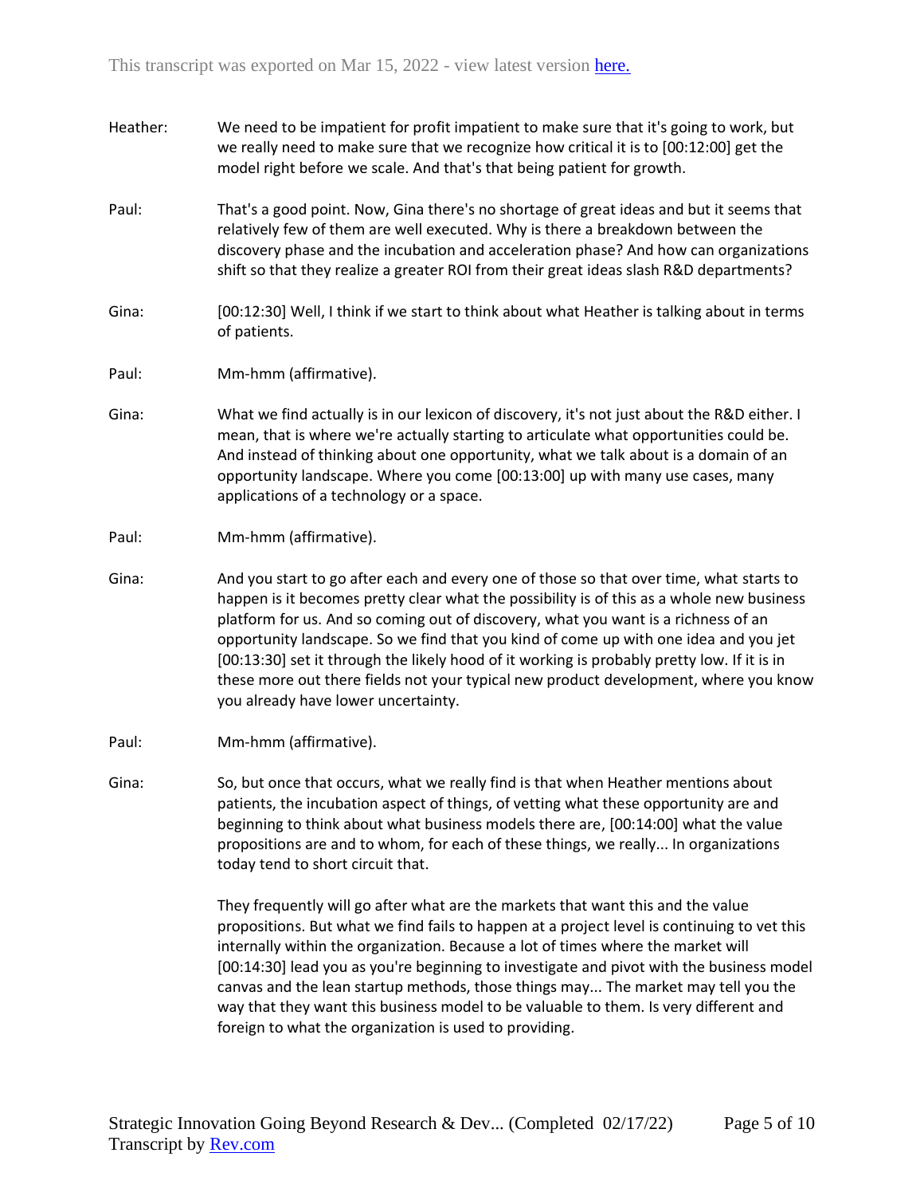Heather: We need to be impatient for profit impatient to make sure that it's going to work, but we really need to make sure that we recognize how critical it is to [00:12:00] get the model right before we scale. And that's that being patient for growth.

Paul: That's a good point. Now, Gina there's no shortage of great ideas and but it seems that relatively few of them are well executed. Why is there a breakdown between the discovery phase and the incubation and acceleration phase? And how can organizations shift so that they realize a greater ROI from their great ideas slash R&D departments?

Gina: [00:12:30] Well, I think if we start to think about what Heather is talking about in terms of patients.

Paul: Mm-hmm (affirmative).

Gina: What we find actually is in our lexicon of discovery, it's not just about the R&D either. I mean, that is where we're actually starting to articulate what opportunities could be. And instead of thinking about one opportunity, what we talk about is a domain of an opportunity landscape. Where you come [00:13:00] up with many use cases, many applications of a technology or a space.

Paul: Mm-hmm (affirmative).

Gina: And you start to go after each and every one of those so that over time, what starts to happen is it becomes pretty clear what the possibility is of this as a whole new business platform for us. And so coming out of discovery, what you want is a richness of an opportunity landscape. So we find that you kind of come up with one idea and you jet [00:13:30] set it through the likely hood of it working is probably pretty low. If it is in these more out there fields not your typical new product development, where you know you already have lower uncertainty.

Paul: Mm-hmm (affirmative).

Gina: So, but once that occurs, what we really find is that when Heather mentions about patients, the incubation aspect of things, of vetting what these opportunity are and beginning to think about what business models there are, [00:14:00] what the value propositions are and to whom, for each of these things, we really... In organizations today tend to short circuit that.

They frequently will go after what are the markets that want this and the value propositions. But what we find fails to happen at a project level is continuing to vet this internally within the organization. Because a lot of times where the market will [00:14:30] lead you as you're beginning to investigate and pivot with the business model canvas and the lean startup methods, those things may... The market may tell you the way that they want this business model to be valuable to them. Is very different and foreign to what the organization is used to providing.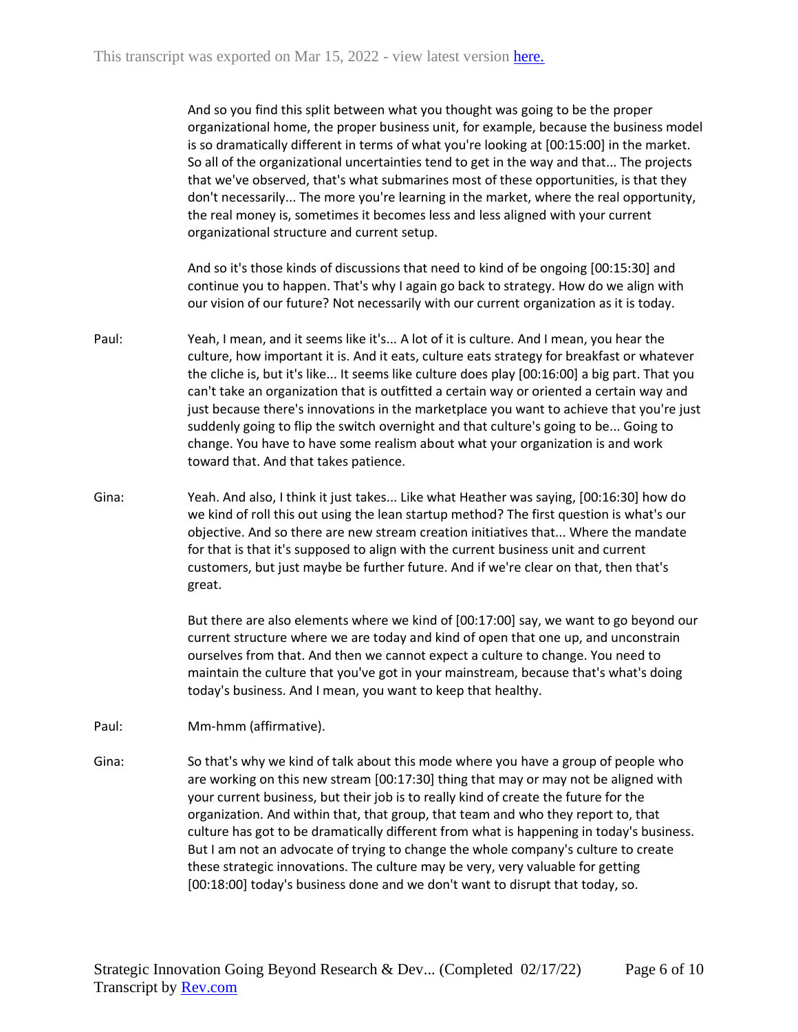And so you find this split between what you thought was going to be the proper organizational home, the proper business unit, for example, because the business model is so dramatically different in terms of what you're looking at [00:15:00] in the market. So all of the organizational uncertainties tend to get in the way and that... The projects that we've observed, that's what submarines most of these opportunities, is that they don't necessarily... The more you're learning in the market, where the real opportunity, the real money is, sometimes it becomes less and less aligned with your current organizational structure and current setup.

And so it's those kinds of discussions that need to kind of be ongoing [00:15:30] and continue you to happen. That's why I again go back to strategy. How do we align with our vision of our future? Not necessarily with our current organization as it is today.

Paul: Yeah, I mean, and it seems like it's... A lot of it is culture. And I mean, you hear the culture, how important it is. And it eats, culture eats strategy for breakfast or whatever the cliche is, but it's like... It seems like culture does play [00:16:00] a big part. That you can't take an organization that is outfitted a certain way or oriented a certain way and just because there's innovations in the marketplace you want to achieve that you're just suddenly going to flip the switch overnight and that culture's going to be... Going to change. You have to have some realism about what your organization is and work toward that. And that takes patience.

Gina: Yeah. And also, I think it just takes... Like what Heather was saying, [00:16:30] how do we kind of roll this out using the lean startup method? The first question is what's our objective. And so there are new stream creation initiatives that... Where the mandate for that is that it's supposed to align with the current business unit and current customers, but just maybe be further future. And if we're clear on that, then that's great.

But there are also elements where we kind of [00:17:00] say, we want to go beyond our current structure where we are today and kind of open that one up, and unconstrain ourselves from that. And then we cannot expect a culture to change. You need to maintain the culture that you've got in your mainstream, because that's what's doing today's business. And I mean, you want to keep that healthy.

Paul: Mm-hmm (affirmative).

Gina: So that's why we kind of talk about this mode where you have a group of people who are working on this new stream [00:17:30] thing that may or may not be aligned with your current business, but their job is to really kind of create the future for the organization. And within that, that group, that team and who they report to, that culture has got to be dramatically different from what is happening in today's business. But I am not an advocate of trying to change the whole company's culture to create these strategic innovations. The culture may be very, very valuable for getting [00:18:00] today's business done and we don't want to disrupt that today, so.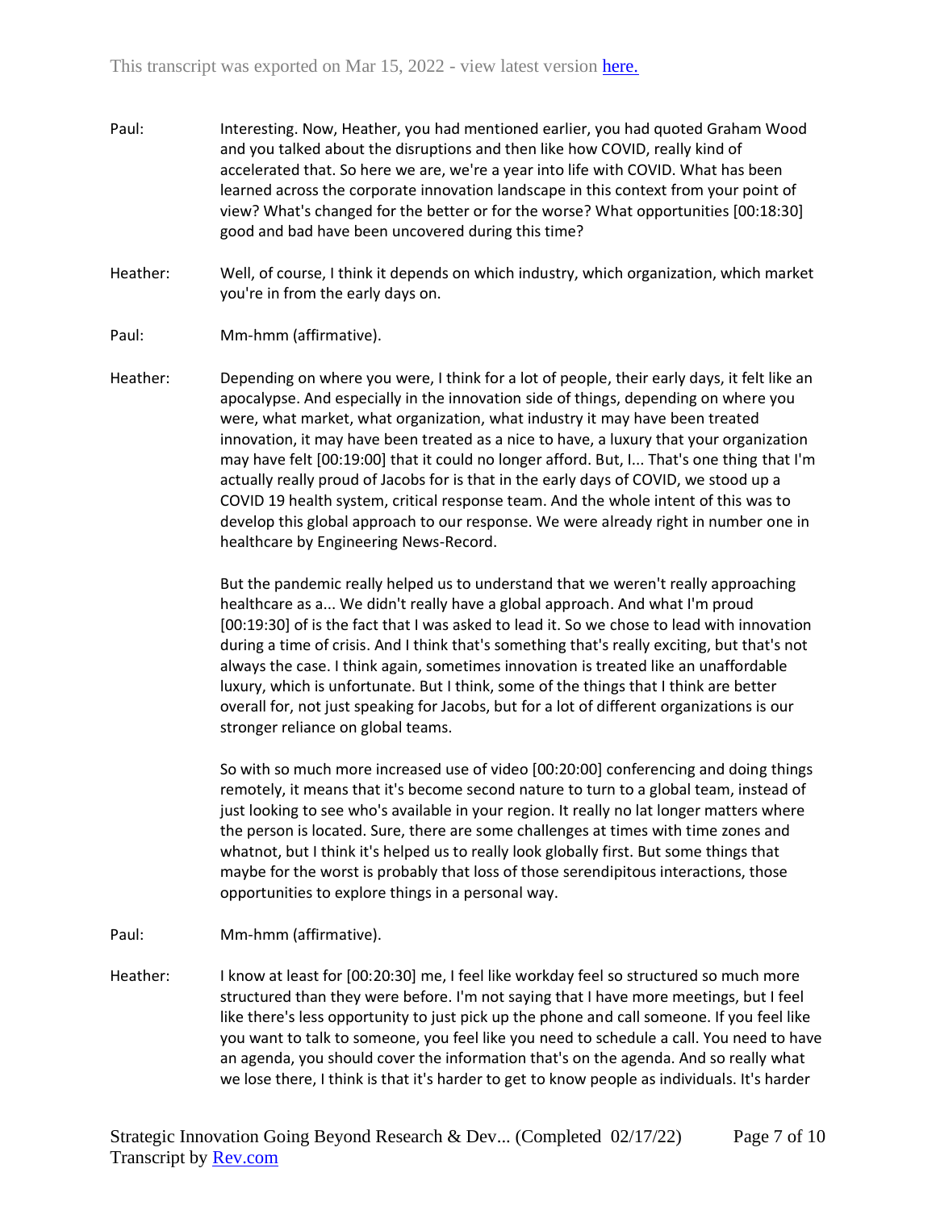Paul: Interesting. Now, Heather, you had mentioned earlier, you had quoted Graham Wood and you talked about the disruptions and then like how COVID, really kind of accelerated that. So here we are, we're a year into life with COVID. What has been learned across the corporate innovation landscape in this context from your point of view? What's changed for the better or for the worse? What opportunities [00:18:30] good and bad have been uncovered during this time?

Heather: Well, of course, I think it depends on which industry, which organization, which market you're in from the early days on.

Paul: Mm-hmm (affirmative).

Heather: Depending on where you were, I think for a lot of people, their early days, it felt like an apocalypse. And especially in the innovation side of things, depending on where you were, what market, what organization, what industry it may have been treated innovation, it may have been treated as a nice to have, a luxury that your organization may have felt [00:19:00] that it could no longer afford. But, I... That's one thing that I'm actually really proud of Jacobs for is that in the early days of COVID, we stood up a COVID 19 health system, critical response team. And the whole intent of this was to develop this global approach to our response. We were already right in number one in healthcare by Engineering News-Record.

But the pandemic really helped us to understand that we weren't really approaching healthcare as a... We didn't really have a global approach. And what I'm proud [00:19:30] of is the fact that I was asked to lead it. So we chose to lead with innovation during a time of crisis. And I think that's something that's really exciting, but that's not always the case. I think again, sometimes innovation is treated like an unaffordable luxury, which is unfortunate. But I think, some of the things that I think are better overall for, not just speaking for Jacobs, but for a lot of different organizations is our stronger reliance on global teams.

So with so much more increased use of video [00:20:00] conferencing and doing things remotely, it means that it's become second nature to turn to a global team, instead of just looking to see who's available in your region. It really no lat longer matters where the person is located. Sure, there are some challenges at times with time zones and whatnot, but I think it's helped us to really look globally first. But some things that maybe for the worst is probably that loss of those serendipitous interactions, those opportunities to explore things in a personal way.

Paul: Mm-hmm (affirmative).

Heather: I know at least for [00:20:30] me, I feel like workday feel so structured so much more structured than they were before. I'm not saying that I have more meetings, but I feel like there's less opportunity to just pick up the phone and call someone. If you feel like you want to talk to someone, you feel like you need to schedule a call. You need to have an agenda, you should cover the information that's on the agenda. And so really what we lose there, I think is that it's harder to get to know people as individuals. It's harder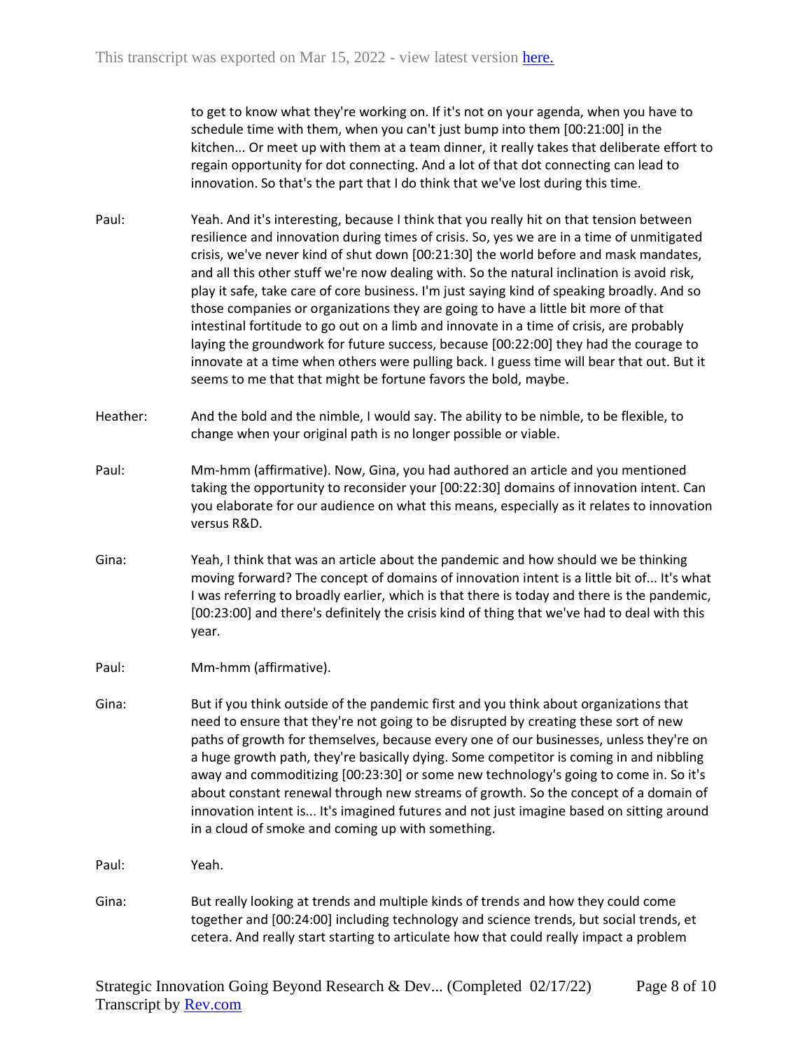to get to know what they're working on. If it's not on your agenda, when you have to schedule time with them, when you can't just bump into them [00:21:00] in the kitchen... Or meet up with them at a team dinner, it really takes that deliberate effort to regain opportunity for dot connecting. And a lot of that dot connecting can lead to innovation. So that's the part that I do think that we've lost during this time.

Paul: Yeah. And it's interesting, because I think that you really hit on that tension between resilience and innovation during times of crisis. So, yes we are in a time of unmitigated crisis, we've never kind of shut down [00:21:30] the world before and mask mandates, and all this other stuff we're now dealing with. So the natural inclination is avoid risk, play it safe, take care of core business. I'm just saying kind of speaking broadly. And so those companies or organizations they are going to have a little bit more of that intestinal fortitude to go out on a limb and innovate in a time of crisis, are probably laying the groundwork for future success, because [00:22:00] they had the courage to innovate at a time when others were pulling back. I guess time will bear that out. But it seems to me that that might be fortune favors the bold, maybe.

Heather: And the bold and the nimble, I would say. The ability to be nimble, to be flexible, to change when your original path is no longer possible or viable.

Paul: Mm-hmm (affirmative). Now, Gina, you had authored an article and you mentioned taking the opportunity to reconsider your [00:22:30] domains of innovation intent. Can you elaborate for our audience on what this means, especially as it relates to innovation versus R&D.

Gina: Yeah, I think that was an article about the pandemic and how should we be thinking moving forward? The concept of domains of innovation intent is a little bit of... It's what I was referring to broadly earlier, which is that there is today and there is the pandemic, [00:23:00] and there's definitely the crisis kind of thing that we've had to deal with this year.

Paul: Mm-hmm (affirmative).

Gina: But if you think outside of the pandemic first and you think about organizations that need to ensure that they're not going to be disrupted by creating these sort of new paths of growth for themselves, because every one of our businesses, unless they're on a huge growth path, they're basically dying. Some competitor is coming in and nibbling away and commoditizing [00:23:30] or some new technology's going to come in. So it's about constant renewal through new streams of growth. So the concept of a domain of innovation intent is... It's imagined futures and not just imagine based on sitting around in a cloud of smoke and coming up with something.

Paul: Yeah.

Gina: But really looking at trends and multiple kinds of trends and how they could come together and [00:24:00] including technology and science trends, but social trends, et cetera. And really start starting to articulate how that could really impact a problem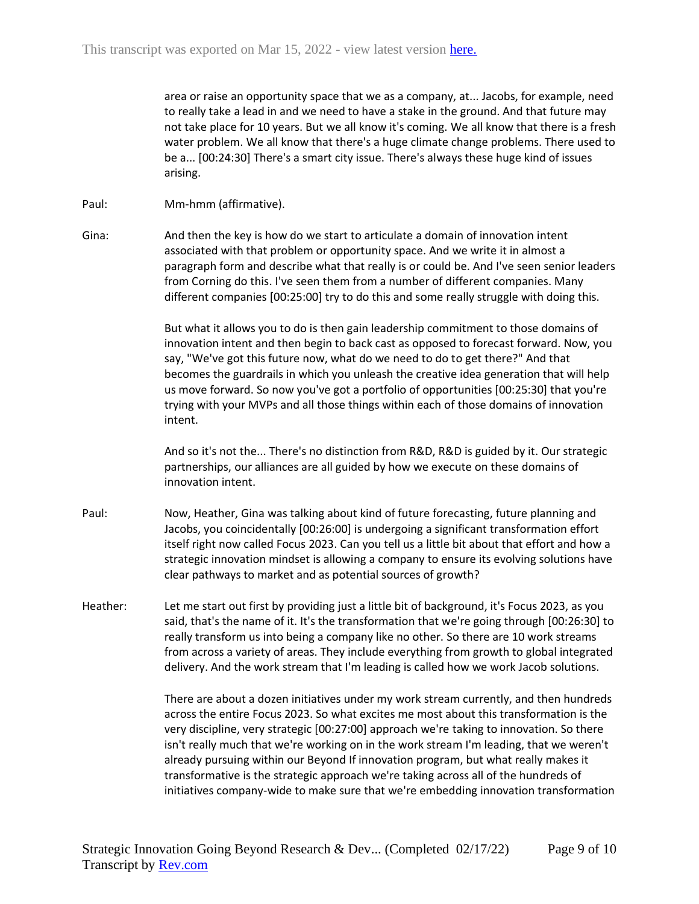area or raise an opportunity space that we as a company, at... Jacobs, for example, need to really take a lead in and we need to have a stake in the ground. And that future may not take place for 10 years. But we all know it's coming. We all know that there is a fresh water problem. We all know that there's a huge climate change problems. There used to be a... [00:24:30] There's a smart city issue. There's always these huge kind of issues arising.

Paul: Mm-hmm (affirmative).

Gina: And then the key is how do we start to articulate a domain of innovation intent associated with that problem or opportunity space. And we write it in almost a paragraph form and describe what that really is or could be. And I've seen senior leaders from Corning do this. I've seen them from a number of different companies. Many different companies [00:25:00] try to do this and some really struggle with doing this.

But what it allows you to do is then gain leadership commitment to those domains of innovation intent and then begin to back cast as opposed to forecast forward. Now, you say, "We've got this future now, what do we need to do to get there?" And that becomes the guardrails in which you unleash the creative idea generation that will help us move forward. So now you've got a portfolio of opportunities [00:25:30] that you're trying with your MVPs and all those things within each of those domains of innovation intent.

And so it's not the... There's no distinction from R&D, R&D is guided by it. Our strategic partnerships, our alliances are all guided by how we execute on these domains of innovation intent.

Paul: Now, Heather, Gina was talking about kind of future forecasting, future planning and Jacobs, you coincidentally [00:26:00] is undergoing a significant transformation effort itself right now called Focus 2023. Can you tell us a little bit about that effort and how a strategic innovation mindset is allowing a company to ensure its evolving solutions have clear pathways to market and as potential sources of growth?

Heather: Let me start out first by providing just a little bit of background, it's Focus 2023, as you said, that's the name of it. It's the transformation that we're going through [00:26:30] to really transform us into being a company like no other. So there are 10 work streams from across a variety of areas. They include everything from growth to global integrated delivery. And the work stream that I'm leading is called how we work Jacob solutions.

There are about a dozen initiatives under my work stream currently, and then hundreds across the entire Focus 2023. So what excites me most about this transformation is the very discipline, very strategic [00:27:00] approach we're taking to innovation. So there isn't really much that we're working on in the work stream I'm leading, that we weren't already pursuing within our Beyond If innovation program, but what really makes it transformative is the strategic approach we're taking across all of the hundreds of initiatives company-wide to make sure that we're embedding innovation transformation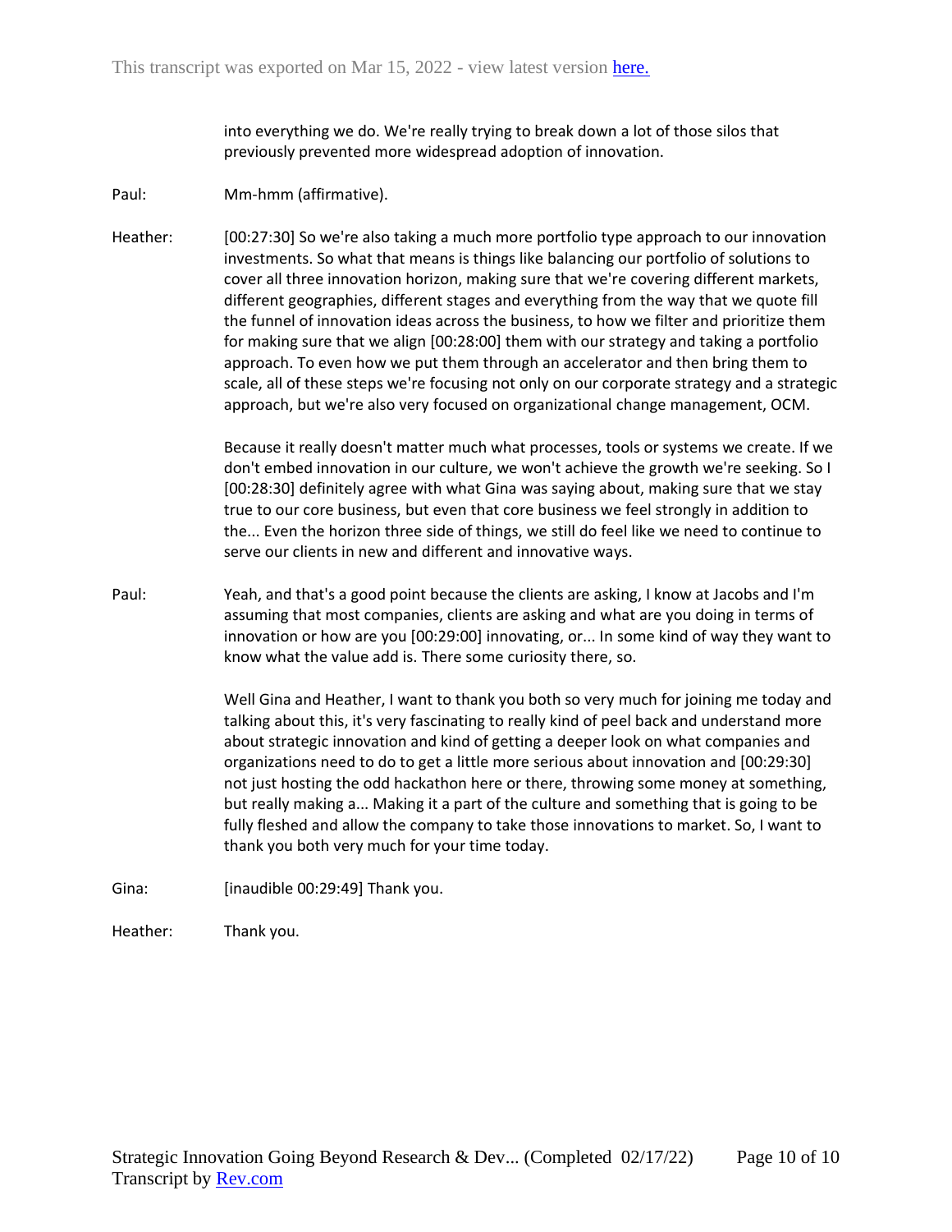into everything we do. We're really trying to break down a lot of those silos that previously prevented more widespread adoption of innovation.

Paul: Mm-hmm (affirmative).

Heather: [00:27:30] So we're also taking a much more portfolio type approach to our innovation investments. So what that means is things like balancing our portfolio of solutions to cover all three innovation horizon, making sure that we're covering different markets, different geographies, different stages and everything from the way that we quote fill the funnel of innovation ideas across the business, to how we filter and prioritize them for making sure that we align [00:28:00] them with our strategy and taking a portfolio approach. To even how we put them through an accelerator and then bring them to scale, all of these steps we're focusing not only on our corporate strategy and a strategic approach, but we're also very focused on organizational change management, OCM.

Because it really doesn't matter much what processes, tools or systems we create. If we don't embed innovation in our culture, we won't achieve the growth we're seeking. So I [00:28:30] definitely agree with what Gina was saying about, making sure that we stay true to our core business, but even that core business we feel strongly in addition to the... Even the horizon three side of things, we still do feel like we need to continue to serve our clients in new and different and innovative ways.

Paul: Yeah, and that's a good point because the clients are asking, I know at Jacobs and I'm assuming that most companies, clients are asking and what are you doing in terms of innovation or how are you [00:29:00] innovating, or... In some kind of way they want to know what the value add is. There some curiosity there, so.

Well Gina and Heather, I want to thank you both so very much for joining me today and talking about this, it's very fascinating to really kind of peel back and understand more about strategic innovation and kind of getting a deeper look on what companies and organizations need to do to get a little more serious about innovation and [00:29:30] not just hosting the odd hackathon here or there, throwing some money at something, but really making a... Making it a part of the culture and something that is going to be fully fleshed and allow the company to take those innovations to market. So, I want to thank you both very much for your time today.

Gina: [inaudible 00:29:49] Thank you.

Heather: Thank you.